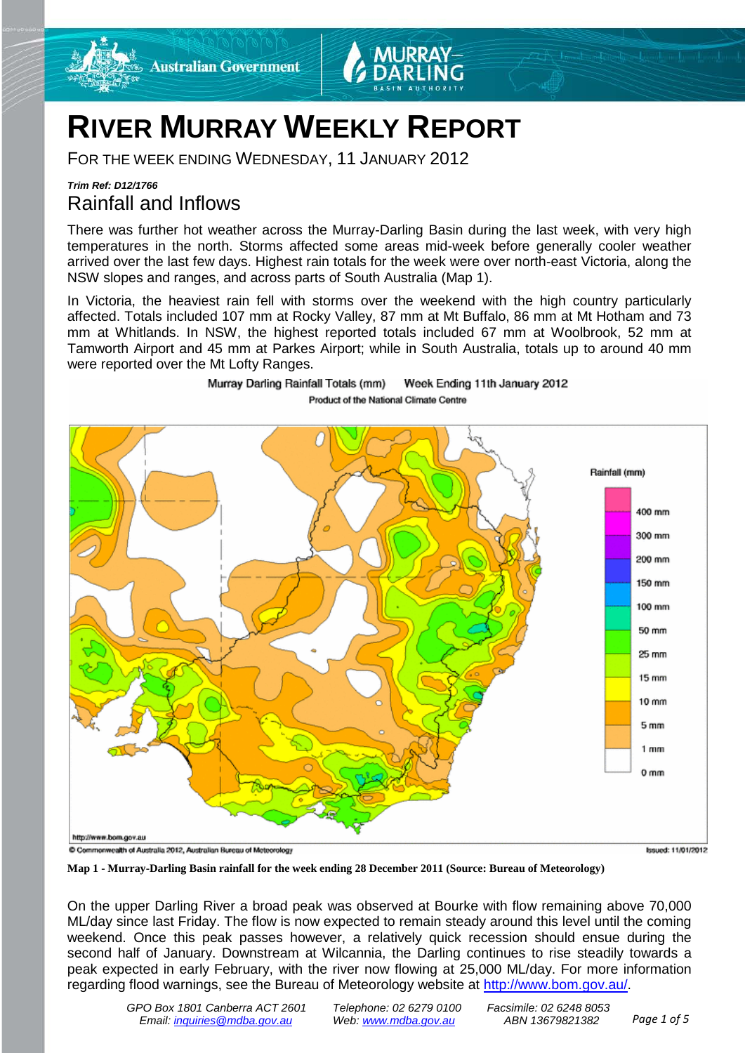# RIVER MURRAY WEEKLY REPORT

FOR THE WEEK ENDING WEDNESDAY, 11 JANUARY 2012

***Trim Ref: D12/1766***

## Rainfall and Inflows

There was further hot weather across the Murray-Darling Basin during the last week, with very high temperatures in the north. Storms affected some areas mid-week before generally cooler weather arrived over the last few days. Highest rain totals for the week were over north-east Victoria, along the NSW slopes and ranges, and across parts of South Australia (Map 1).

In Victoria, the heaviest rain fell with storms over the weekend with the high country particularly affected. Totals included 107 mm at Rocky Valley, 87 mm at Mt Buffalo, 86 mm at Mt Hotham and 73 mm at Whitlands. In NSW, the highest reported totals included 67 mm at Woolbrook, 52 mm at Tamworth Airport and 45 mm at Parkes Airport; while in South Australia, totals up to around 40 mm were reported over the Mt Lofty Ranges.

**Map 1 - Murray-Darling Basin rainfall for the week ending 28 December 2011 (Source: Bureau of Meteorology)**

On the upper Darling River a broad peak was observed at Bourke with flow remaining above 70,000 ML/day since last Friday. The flow is now expected to remain steady around this level until the coming weekend. Once this peak passes however, a relatively quick recession should ensue during the second half of January. Downstream at Wilcannia, the Darling continues to rise steadily towards a peak expected in early February, with the river now flowing at 25,000 ML/day. For more information regarding flood warnings, see the Bureau of Meteorology website at http://www.bom.gov.au/.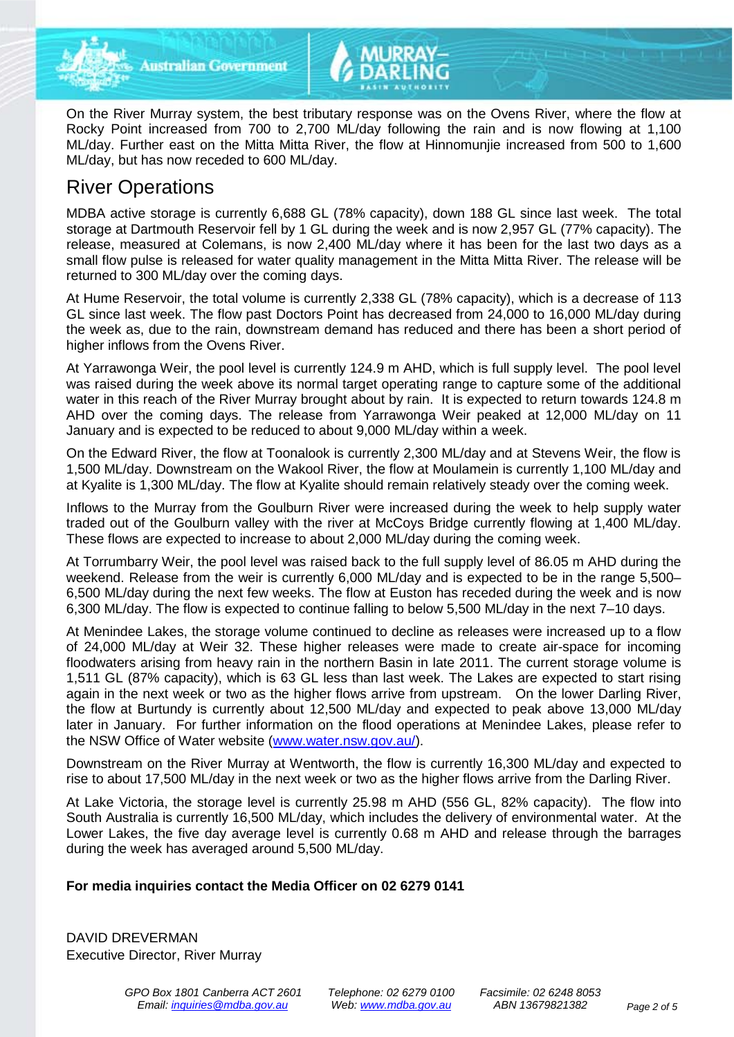On the River Murray system, the best tributary response was on the Ovens River, where the flow at Rocky Point increased from 700 to 2,700 ML/day following the rain and is now flowing at 1,100 ML/day. Further east on the Mitta Mitta River, the flow at Hinnomunjie increased from 500 to 1,600 ML/day, but has now receded to 600 ML/day.

## River Operations

MDBA active storage is currently 6,688 GL (78% capacity), down 188 GL since last week. The total storage at Dartmouth Reservoir fell by 1 GL during the week and is now 2,957 GL (77% capacity). The release, measured at Colemans, is now 2,400 ML/day where it has been for the last two days as a small flow pulse is released for water quality management in the Mitta Mitta River. The release will be returned to 300 ML/day over the coming days.

At Hume Reservoir, the total volume is currently 2,338 GL (78% capacity), which is a decrease of 113 GL since last week. The flow past Doctors Point has decreased from 24,000 to 16,000 ML/day during the week as, due to the rain, downstream demand has reduced and there has been a short period of higher inflows from the Ovens River.

At Yarrawonga Weir, the pool level is currently 124.9 m AHD, which is full supply level. The pool level was raised during the week above its normal target operating range to capture some of the additional water in this reach of the River Murray brought about by rain. It is expected to return towards 124.8 m AHD over the coming days. The release from Yarrawonga Weir peaked at 12,000 ML/day on 11 January and is expected to be reduced to about 9,000 ML/day within a week.

On the Edward River, the flow at Toonalook is currently 2,300 ML/day and at Stevens Weir, the flow is 1,500 ML/day. Downstream on the Wakool River, the flow at Moulamein is currently 1,100 ML/day and at Kyalite is 1,300 ML/day. The flow at Kyalite should remain relatively steady over the coming week.

Inflows to the Murray from the Goulburn River were increased during the week to help supply water traded out of the Goulburn valley with the river at McCoys Bridge currently flowing at 1,400 ML/day. These flows are expected to increase to about 2,000 ML/day during the coming week.

At Torrumbarry Weir, the pool level was raised back to the full supply level of 86.05 m AHD during the weekend. Release from the weir is currently 6,000 ML/day and is expected to be in the range 5,500–6,500 ML/day during the next few weeks. The flow at Euston has receded during the week and is now 6,300 ML/day. The flow is expected to continue falling to below 5,500 ML/day in the next 7–10 days.

At Menindee Lakes, the storage volume continued to decline as releases were increased up to a flow of 24,000 ML/day at Weir 32. These higher releases were made to create air-space for incoming floodwaters arising from heavy rain in the northern Basin in late 2011. The current storage volume is 1,511 GL (87% capacity), which is 63 GL less than last week. The Lakes are expected to start rising again in the next week or two as the higher flows arrive from upstream. On the lower Darling River, the flow at Burtundy is currently about 12,500 ML/day and expected to peak above 13,000 ML/day later in January. For further information on the flood operations at Menindee Lakes, please refer to the NSW Office of Water website (www.water.nsw.gov.au/).

Downstream on the River Murray at Wentworth, the flow is currently 16,300 ML/day and expected to rise to about 17,500 ML/day in the next week or two as the higher flows arrive from the Darling River.

At Lake Victoria, the storage level is currently 25.98 m AHD (556 GL, 82% capacity). The flow into South Australia is currently 16,500 ML/day, which includes the delivery of environmental water. At the Lower Lakes, the five day average level is currently 0.68 m AHD and release through the barrages during the week has averaged around 5,500 ML/day.

**For media inquiries contact the Media Officer on 02 6279 0141**

DAVID DREVERMAN
Executive Director, River Murray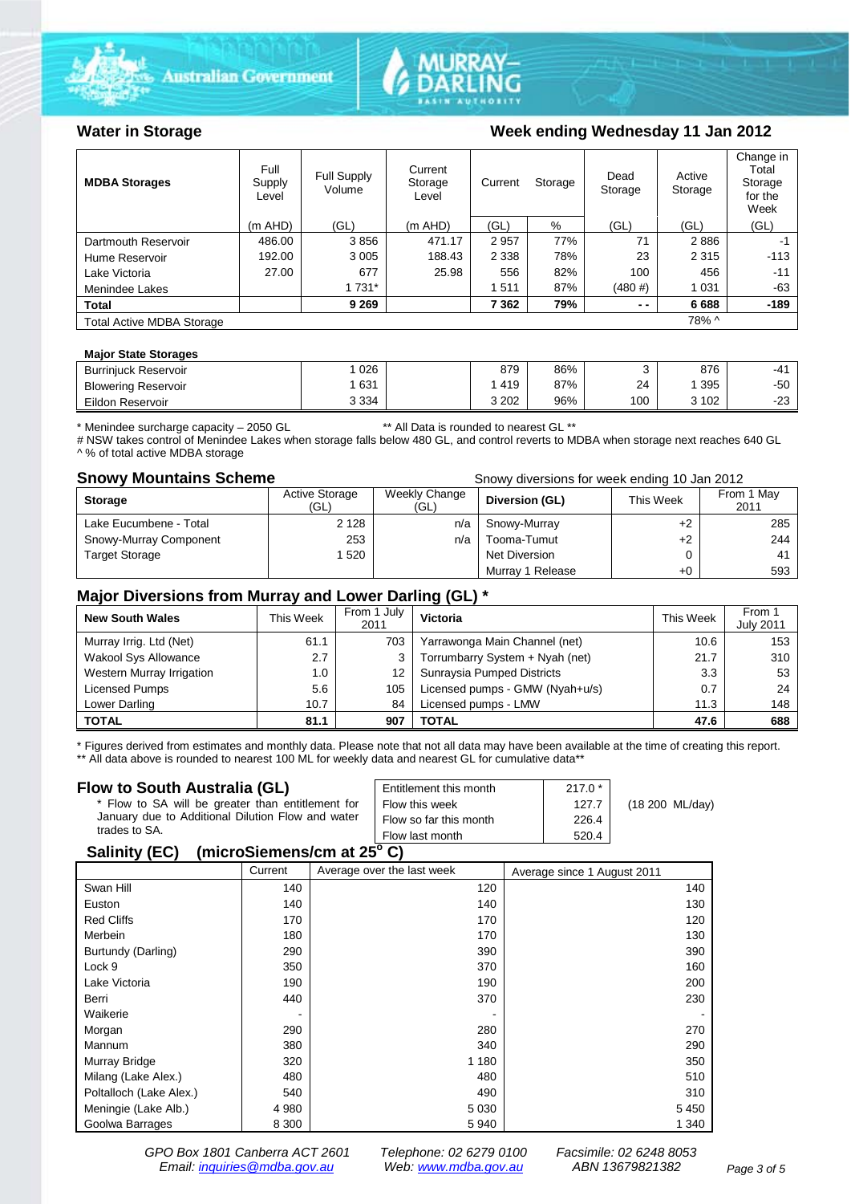## Water in Storage

**Week ending Wednesday 11 Jan 2012**

| MDBA Storages | Full Supply Level | Full Supply Volume | Current Storage Level | Current Storage | | Dead Storage | Active Storage | Change in Total Storage for the Week |
|---|---|---|---|---|---|---|---|---|
| | (m AHD) | (GL) | (m AHD) | (GL) | % | (GL) | (GL) | (GL) |
| Dartmouth Reservoir | 486.00 | 3 856 | 471.17 | 2 957 | 77% | 71 | 2 886 | -1 |
| Hume Reservoir | 192.00 | 3 005 | 188.43 | 2 338 | 78% | 23 | 2 315 | -113 |
| Lake Victoria | 27.00 | 677 | 25.98 | 556 | 82% | 100 | 456 | -11 |
| Menindee Lakes | | 1 731* | | 1 511 | 87% | (480 #) | 1 031 | -63 |
| **Total** | | **9 269** | | **7 362** | **79%** | **- -** | **6 688** | **-189** |
| Total Active MDBA Storage | | | | | | | 78% ^ | |

**Major State Storages**

| | | | | | | | |
|---|---|---|---|---|---|---|---|
| Burrinjuck Reservoir | 1 026 | | 879 | 86% | 3 | 876 | -41 |
| Blowering Reservoir | 1 631 | | 1 419 | 87% | 24 | 1 395 | -50 |
| Eildon Reservoir | 3 334 | | 3 202 | 96% | 100 | 3 102 | -23 |

\* Menindee surcharge capacity – 2050 GL ** All Data is rounded to nearest GL **
# NSW takes control of Menindee Lakes when storage falls below 480 GL, and control reverts to MDBA when storage next reaches 640 GL
^ % of total active MDBA storage

## Snowy Mountains Scheme

Snowy diversions for week ending 10 Jan 2012

| Storage | Active Storage (GL) | Weekly Change (GL) | Diversion (GL) | This Week | From 1 May 2011 |
|---|---|---|---|---|---|
| Lake Eucumbene - Total | 2 128 | n/a | Snowy-Murray | +2 | 285 |
| Snowy-Murray Component | 253 | n/a | Tooma-Tumut | +2 | 244 |
| Target Storage | 1 520 | | Net Diversion | 0 | 41 |
| | | | Murray 1 Release | +0 | 593 |

## Major Diversions from Murray and Lower Darling (GL) *

| New South Wales | This Week | From 1 July 2011 | Victoria | This Week | From 1 July 2011 |
|---|---|---|---|---|---|
| Murray Irrig. Ltd (Net) | 61.1 | 703 | Yarrawonga Main Channel (net) | 10.6 | 153 |
| Wakool Sys Allowance | 2.7 | 3 | Torrumbarry System + Nyah (net) | 21.7 | 310 |
| Western Murray Irrigation | 1.0 | 12 | Sunraysia Pumped Districts | 3.3 | 53 |
| Licensed Pumps | 5.6 | 105 | Licensed pumps - GMW (Nyah+u/s) | 0.7 | 24 |
| Lower Darling | 10.7 | 84 | Licensed pumps - LMW | 11.3 | 148 |
| **TOTAL** | **81.1** | **907** | **TOTAL** | **47.6** | **688** |

\* Figures derived from estimates and monthly data. Please note that not all data may have been available at the time of creating this report.
** All data above is rounded to nearest 100 ML for weekly data and nearest GL for cumulative data**

## Flow to South Australia (GL)

\* Flow to SA will be greater than entitlement for January due to Additional Dilution Flow and water trades to SA.

| | | |
|---|---|---|
| Entitlement this month | 217.0 * | |
| Flow this week | 127.7 | (18 200 ML/day) |
| Flow so far this month | 226.4 | |
| Flow last month | 520.4 | |

## Salinity (EC) (microSiemens/cm at 25° C)

| | Current | Average over the last week | Average since 1 August 2011 |
|---|---|---|---|
| Swan Hill | 140 | 120 | 140 |
| Euston | 140 | 140 | 130 |
| Red Cliffs | 170 | 170 | 120 |
| Merbein | 180 | 170 | 130 |
| Burtundy (Darling) | 290 | 390 | 390 |
| Lock 9 | 350 | 370 | 160 |
| Lake Victoria | 190 | 190 | 200 |
| Berri | 440 | 370 | 230 |
| Waikerie | - | - | - |
| Morgan | 290 | 280 | 270 |
| Mannum | 380 | 340 | 290 |
| Murray Bridge | 320 | 1 180 | 350 |
| Milang (Lake Alex.) | 480 | 480 | 510 |
| Poltalloch (Lake Alex.) | 540 | 490 | 310 |
| Meningie (Lake Alb.) | 4 980 | 5 030 | 5 450 |
| Goolwa Barrages | 8 300 | 5 940 | 1 340 |

GPO Box 1801 Canberra ACT 2601 Telephone: 02 6279 0100 Facsimile: 02 6248 8053
Email: inquiries@mdba.gov.au Web: www.mdba.gov.au ABN 13679821382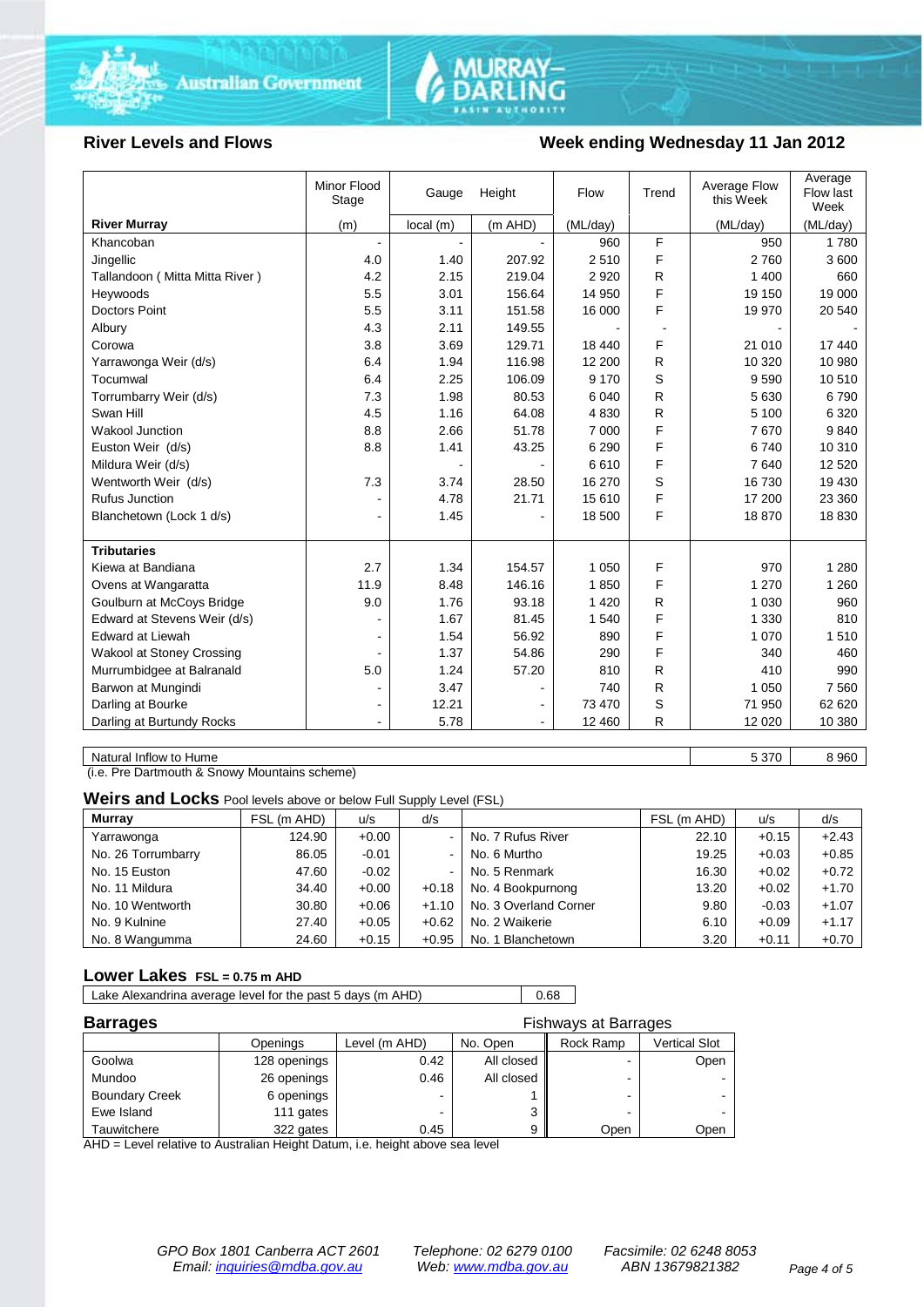## River Levels and Flows

## Week ending Wednesday 11 Jan 2012

| River Murray | Minor Flood Stage (m) | Gauge Height local (m) | Gauge Height (m AHD) | Flow (ML/day) | Trend | Average Flow this Week (ML/day) | Average Flow last Week (ML/day) |
|---|---|---|---|---|---|---|---|
| Khancoban | - | - | - | 960 | F | 950 | 1 780 |
| Jingellic | 4.0 | 1.40 | 207.92 | 2 510 | F | 2 760 | 3 600 |
| Tallandoon ( Mitta Mitta River ) | 4.2 | 2.15 | 219.04 | 2 920 | R | 1 400 | 660 |
| Heywoods | 5.5 | 3.01 | 156.64 | 14 950 | F | 19 150 | 19 000 |
| Doctors Point | 5.5 | 3.11 | 151.58 | 16 000 | F | 19 970 | 20 540 |
| Albury | 4.3 | 2.11 | 149.55 | - | - | - | - |
| Corowa | 3.8 | 3.69 | 129.71 | 18 440 | F | 21 010 | 17 440 |
| Yarrawonga Weir (d/s) | 6.4 | 1.94 | 116.98 | 12 200 | R | 10 320 | 10 980 |
| Tocumwal | 6.4 | 2.25 | 106.09 | 9 170 | S | 9 590 | 10 510 |
| Torrumbarry Weir (d/s) | 7.3 | 1.98 | 80.53 | 6 040 | R | 5 630 | 6 790 |
| Swan Hill | 4.5 | 1.16 | 64.08 | 4 830 | R | 5 100 | 6 320 |
| Wakool Junction | 8.8 | 2.66 | 51.78 | 7 000 | F | 7 670 | 9 840 |
| Euston Weir (d/s) | 8.8 | 1.41 | 43.25 | 6 290 | F | 6 740 | 10 310 |
| Mildura Weir (d/s) | | - | - | 6 610 | F | 7 640 | 12 520 |
| Wentworth Weir (d/s) | 7.3 | 3.74 | 28.50 | 16 270 | S | 16 730 | 19 430 |
| Rufus Junction | - | 4.78 | 21.71 | 15 610 | F | 17 200 | 23 360 |
| Blanchetown (Lock 1 d/s) | - | 1.45 | - | 18 500 | F | 18 870 | 18 830 |
| **Tributaries** | | | | | | | |
| Kiewa at Bandiana | 2.7 | 1.34 | 154.57 | 1 050 | F | 970 | 1 280 |
| Ovens at Wangaratta | 11.9 | 8.48 | 146.16 | 1 850 | F | 1 270 | 1 260 |
| Goulburn at McCoys Bridge | 9.0 | 1.76 | 93.18 | 1 420 | R | 1 030 | 960 |
| Edward at Stevens Weir (d/s) | - | 1.67 | 81.45 | 1 540 | F | 1 330 | 810 |
| Edward at Liewah | - | 1.54 | 56.92 | 890 | F | 1 070 | 1 510 |
| Wakool at Stoney Crossing | - | 1.37 | 54.86 | 290 | F | 340 | 460 |
| Murrumbidgee at Balranald | 5.0 | 1.24 | 57.20 | 810 | R | 410 | 990 |
| Barwon at Mungindi | - | 3.47 | - | 740 | R | 1 050 | 7 560 |
| Darling at Bourke | - | 12.21 | - | 73 470 | S | 71 950 | 62 620 |
| Darling at Burtundy Rocks | - | 5.78 | - | 12 460 | R | 12 020 | 10 380 |

| | Average Flow this Week (ML/day) | Average Flow last Week (ML/day) |
|---|---|---|
| Natural Inflow to Hume | 5 370 | 8 960 |

(i.e. Pre Dartmouth & Snowy Mountains scheme)

## Weirs and Locks Pool levels above or below Full Supply Level (FSL)

| Murray | FSL (m AHD) | u/s | d/s | | FSL (m AHD) | u/s | d/s |
|---|---|---|---|---|---|---|---|
| Yarrawonga | 124.90 | +0.00 | - | No. 7 Rufus River | 22.10 | +0.15 | +2.43 |
| No. 26 Torrumbarry | 86.05 | -0.01 | - | No. 6 Murtho | 19.25 | +0.03 | +0.85 |
| No. 15 Euston | 47.60 | -0.02 | - | No. 5 Renmark | 16.30 | +0.02 | +0.72 |
| No. 11 Mildura | 34.40 | +0.00 | +0.18 | No. 4 Bookpurnong | 13.20 | +0.02 | +1.70 |
| No. 10 Wentworth | 30.80 | +0.06 | +1.10 | No. 3 Overland Corner | 9.80 | -0.03 | +1.07 |
| No. 9 Kulnine | 27.40 | +0.05 | +0.62 | No. 2 Waikerie | 6.10 | +0.09 | +1.17 |
| No. 8 Wangumma | 24.60 | +0.15 | +0.95 | No. 1 Blanchetown | 3.20 | +0.11 | +0.70 |

## Lower Lakes FSL = 0.75 m AHD

| Lake Alexandrina average level for the past 5 days (m AHD) | 0.68 |
|---|---|

## Barrages

| | Openings | Level (m AHD) | No. Open | Fishways at Barrages: Rock Ramp | Fishways at Barrages: Vertical Slot |
|---|---|---|---|---|---|
| Goolwa | 128 openings | 0.42 | All closed | - | Open |
| Mundoo | 26 openings | 0.46 | All closed | - | - |
| Boundary Creek | 6 openings | - | 1 | - | - |
| Ewe Island | 111 gates | - | 3 | - | - |
| Tauwitchere | 322 gates | 0.45 | 9 | Open | Open |

AHD = Level relative to Australian Height Datum, i.e. height above sea level

GPO Box 1801 Canberra ACT 2601 — Email: inquiries@mdba.gov.au
Telephone: 02 6279 0100 — Web: www.mdba.gov.au
Facsimile: 02 6248 8053 — ABN 13679821382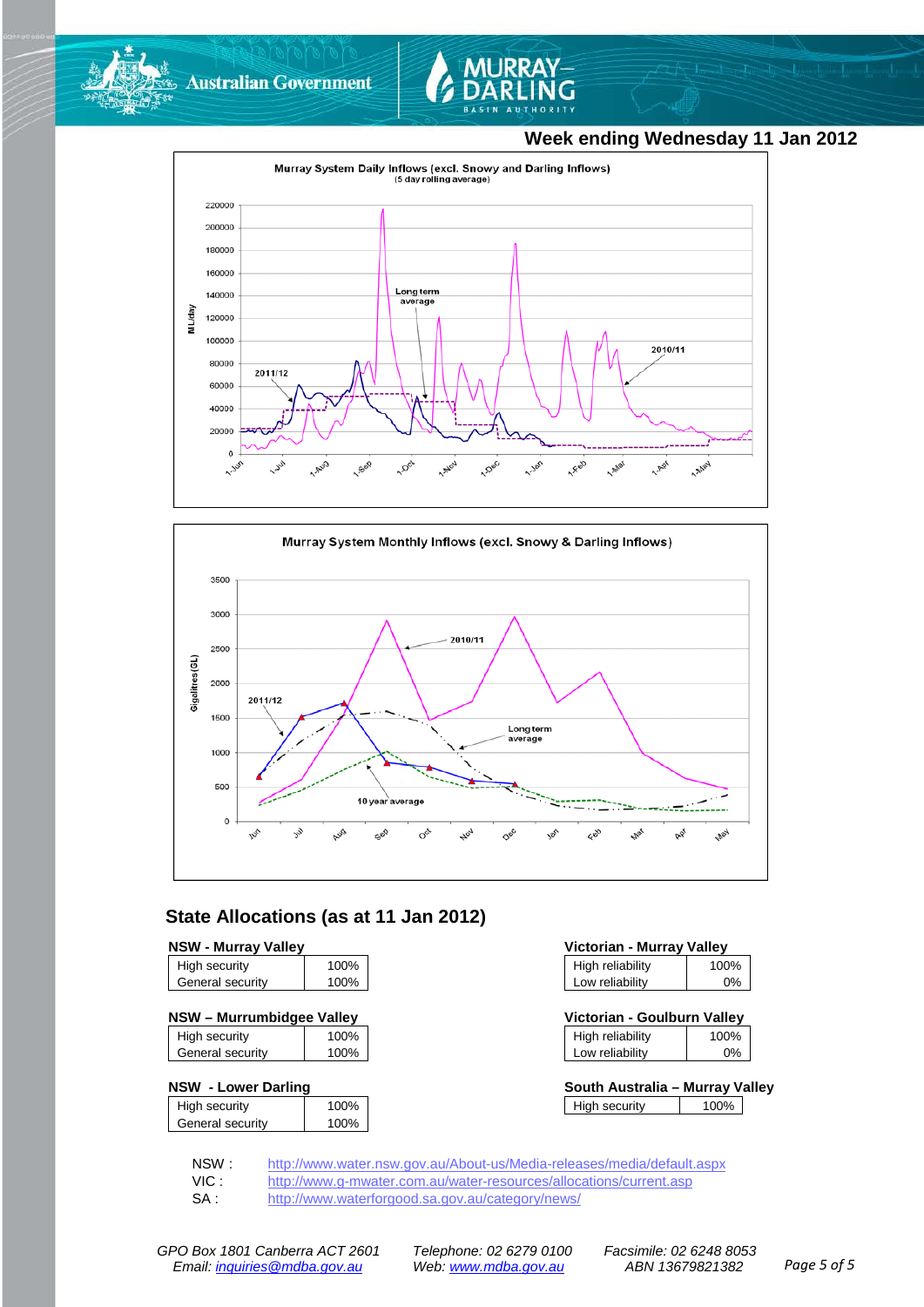Week ending Wednesday 11 Jan 2012

Murray System Daily Inflows (excl. Snowy and Darling Inflows)
(5 day rolling average)

ML/day

220000
200000
180000
160000
140000
120000
100000
80000
60000
40000
20000
0

Long term average
2011/12
2010/11

1-Jun
1-Jul
1-Aug
1-Sep
1-Oct
1-Nov
1-Dec
1-Jan
1-Feb
1-Mar
1-Apr
1-May

Murray System Monthly Inflows (excl. Snowy & Darling Inflows)

Gigalitres (GL)

3500
3000
2500
2000
1500
1000
500
0

2010/11
2011/12
Long term average
10 year average

Jun
Jul
Aug
Sep
Oct
Nov
Dec
Jan
Feb
Mar
Apr
May

## State Allocations (as at 11 Jan 2012)

**NSW - Murray Valley**

| | |
|---|---|
| High security | 100% |
| General security | 100% |

**NSW – Murrumbidgee Valley**

| | |
|---|---|
| High security | 100% |
| General security | 100% |

**NSW - Lower Darling**

| | |
|---|---|
| High security | 100% |
| General security | 100% |

**Victorian - Murray Valley**

| | |
|---|---|
| High reliability | 100% |
| Low reliability | 0% |

**Victorian - Goulburn Valley**

| | |
|---|---|
| High reliability | 100% |
| Low reliability | 0% |

**South Australia – Murray Valley**

| | |
|---|---|
| High security | 100% |

NSW : http://www.water.nsw.gov.au/About-us/Media-releases/media/default.aspx
VIC : http://www.g-mwater.com.au/water-resources/allocations/current.asp
SA : http://www.waterforgood.sa.gov.au/category/news/